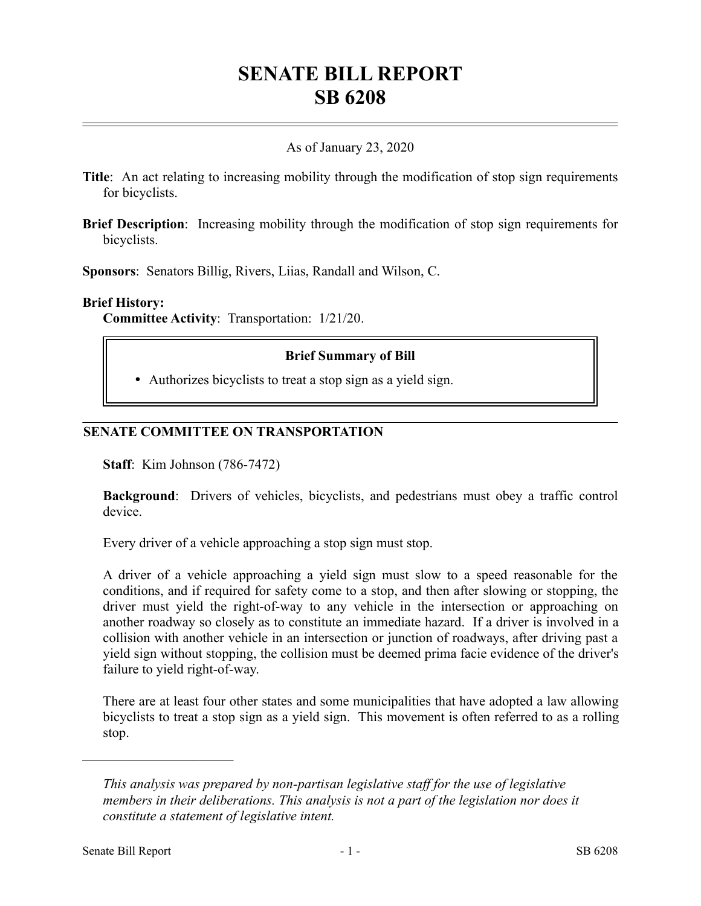# SENATE BILL REPORT
# SB 6208

As of January 23, 2020

**Title**: An act relating to increasing mobility through the modification of stop sign requirements for bicyclists.

**Brief Description**: Increasing mobility through the modification of stop sign requirements for bicyclists.

**Sponsors**: Senators Billig, Rivers, Liias, Randall and Wilson, C.

**Brief History:**

**Committee Activity**: Transportation: 1/21/20.

> **Brief Summary of Bill**
>
> - Authorizes bicyclists to treat a stop sign as a yield sign.

## SENATE COMMITTEE ON TRANSPORTATION

**Staff**: Kim Johnson (786-7472)

**Background**: Drivers of vehicles, bicyclists, and pedestrians must obey a traffic control device.

Every driver of a vehicle approaching a stop sign must stop.

A driver of a vehicle approaching a yield sign must slow to a speed reasonable for the conditions, and if required for safety come to a stop, and then after slowing or stopping, the driver must yield the right-of-way to any vehicle in the intersection or approaching on another roadway so closely as to constitute an immediate hazard. If a driver is involved in a collision with another vehicle in an intersection or junction of roadways, after driving past a yield sign without stopping, the collision must be deemed prima facie evidence of the driver's failure to yield right-of-way.

There are at least four other states and some municipalities that have adopted a law allowing bicyclists to treat a stop sign as a yield sign. This movement is often referred to as a rolling stop.

---

*This analysis was prepared by non-partisan legislative staff for the use of legislative members in their deliberations. This analysis is not a part of the legislation nor does it constitute a statement of legislative intent.*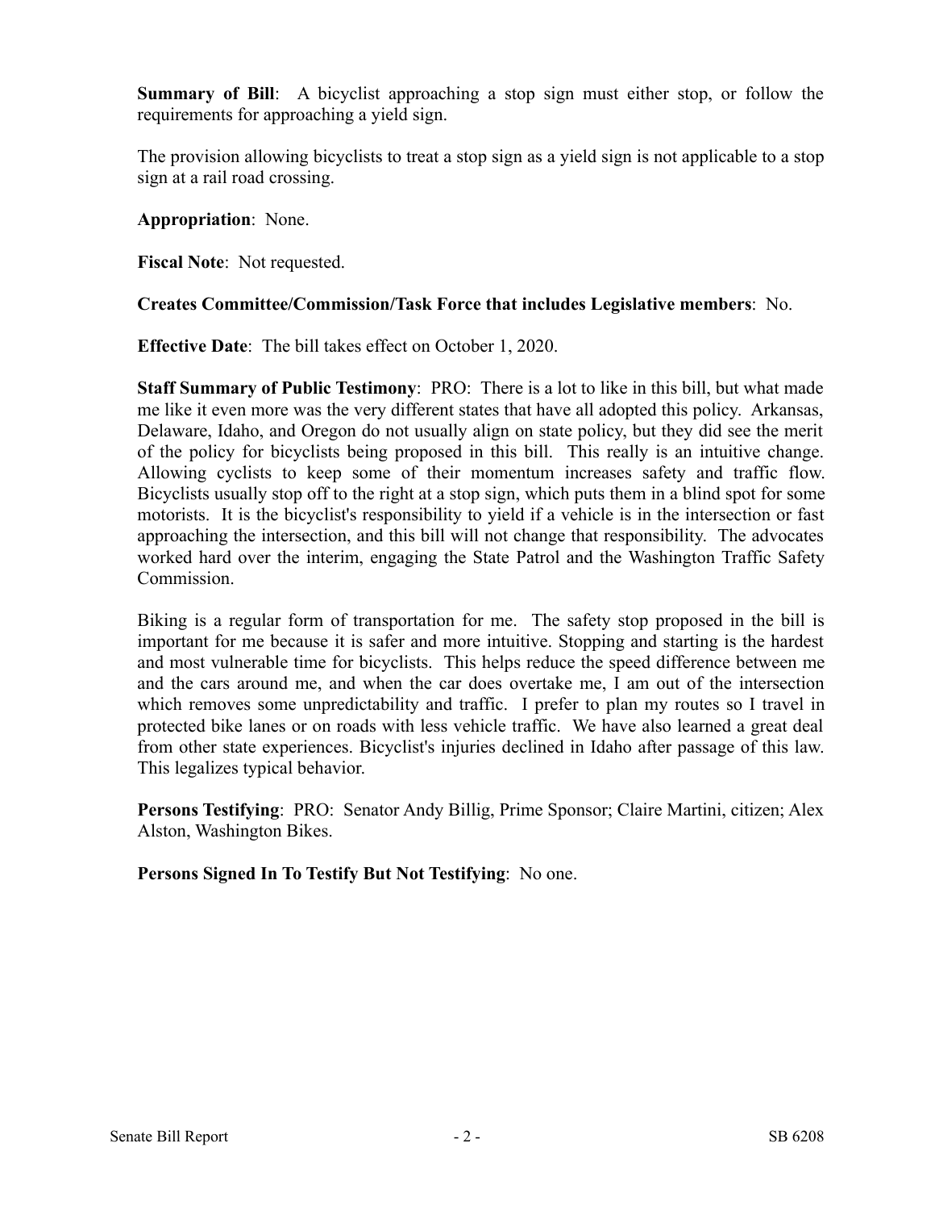**Summary of Bill**: A bicyclist approaching a stop sign must either stop, or follow the requirements for approaching a yield sign.

The provision allowing bicyclists to treat a stop sign as a yield sign is not applicable to a stop sign at a rail road crossing.

**Appropriation**: None.

**Fiscal Note**: Not requested.

**Creates Committee/Commission/Task Force that includes Legislative members**: No.

**Effective Date**: The bill takes effect on October 1, 2020.

**Staff Summary of Public Testimony**: PRO: There is a lot to like in this bill, but what made me like it even more was the very different states that have all adopted this policy. Arkansas, Delaware, Idaho, and Oregon do not usually align on state policy, but they did see the merit of the policy for bicyclists being proposed in this bill. This really is an intuitive change. Allowing cyclists to keep some of their momentum increases safety and traffic flow. Bicyclists usually stop off to the right at a stop sign, which puts them in a blind spot for some motorists. It is the bicyclist's responsibility to yield if a vehicle is in the intersection or fast approaching the intersection, and this bill will not change that responsibility. The advocates worked hard over the interim, engaging the State Patrol and the Washington Traffic Safety Commission.

Biking is a regular form of transportation for me. The safety stop proposed in the bill is important for me because it is safer and more intuitive. Stopping and starting is the hardest and most vulnerable time for bicyclists. This helps reduce the speed difference between me and the cars around me, and when the car does overtake me, I am out of the intersection which removes some unpredictability and traffic. I prefer to plan my routes so I travel in protected bike lanes or on roads with less vehicle traffic. We have also learned a great deal from other state experiences. Bicyclist's injuries declined in Idaho after passage of this law. This legalizes typical behavior.

**Persons Testifying**: PRO: Senator Andy Billig, Prime Sponsor; Claire Martini, citizen; Alex Alston, Washington Bikes.

**Persons Signed In To Testify But Not Testifying**: No one.